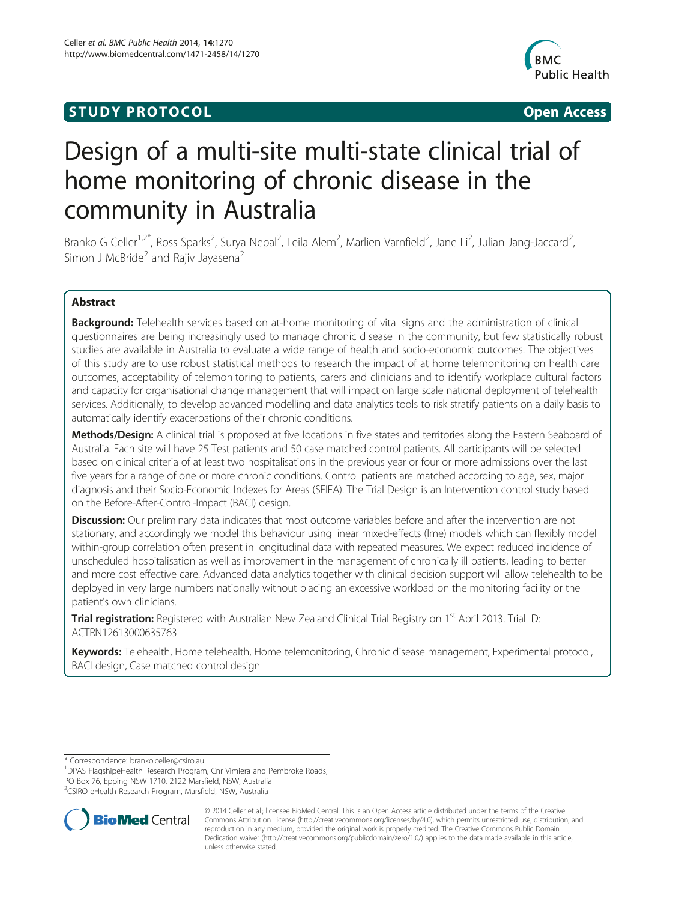STUDY PROTOCOL **Open Access**

# Design of a multi-site multi-state clinical trial of home monitoring of chronic disease in the community in Australia

Branko G Celler[1,2*], Ross Sparks[2], Surya Nepal[2], Leila Alem[2], Marlien Varnfield[2], Jane Li[2], Julian Jang-Jaccard[2], Simon J McBride[2] and Rajiv Jayasena[2]

## Abstract

**Background:** Telehealth services based on at-home monitoring of vital signs and the administration of clinical questionnaires are being increasingly used to manage chronic disease in the community, but few statistically robust studies are available in Australia to evaluate a wide range of health and socio-economic outcomes. The objectives of this study are to use robust statistical methods to research the impact of at home telemonitoring on health care outcomes, acceptability of telemonitoring to patients, carers and clinicians and to identify workplace cultural factors and capacity for organisational change management that will impact on large scale national deployment of telehealth services. Additionally, to develop advanced modelling and data analytics tools to risk stratify patients on a daily basis to automatically identify exacerbations of their chronic conditions.

**Methods/Design:** A clinical trial is proposed at five locations in five states and territories along the Eastern Seaboard of Australia. Each site will have 25 Test patients and 50 case matched control patients. All participants will be selected based on clinical criteria of at least two hospitalisations in the previous year or four or more admissions over the last five years for a range of one or more chronic conditions. Control patients are matched according to age, sex, major diagnosis and their Socio-Economic Indexes for Areas (SEIFA). The Trial Design is an Intervention control study based on the Before-After-Control-Impact (BACI) design.

**Discussion:** Our preliminary data indicates that most outcome variables before and after the intervention are not stationary, and accordingly we model this behaviour using linear mixed-effects (lme) models which can flexibly model within-group correlation often present in longitudinal data with repeated measures. We expect reduced incidence of unscheduled hospitalisation as well as improvement in the management of chronically ill patients, leading to better and more cost effective care. Advanced data analytics together with clinical decision support will allow telehealth to be deployed in very large numbers nationally without placing an excessive workload on the monitoring facility or the patient's own clinicians.

**Trial registration:** Registered with Australian New Zealand Clinical Trial Registry on 1st April 2013. Trial ID: ACTRN12613000635763

**Keywords:** Telehealth, Home telehealth, Home telemonitoring, Chronic disease management, Experimental protocol, BACI design, Case matched control design

---

\* Correspondence: branko.celler@csiro.au
[1]DPAS FlagshipeHealth Research Program, Cnr Vimiera and Pembroke Roads, PO Box 76, Epping NSW 1710, 2122 Marsfield, NSW, Australia
[2]CSIRO eHealth Research Program, Marsfield, NSW, Australia

© 2014 Celler et al.; licensee BioMed Central. This is an Open Access article distributed under the terms of the Creative Commons Attribution License (http://creativecommons.org/licenses/by/4.0), which permits unrestricted use, distribution, and reproduction in any medium, provided the original work is properly credited. The Creative Commons Public Domain Dedication waiver (http://creativecommons.org/publicdomain/zero/1.0/) applies to the data made available in this article, unless otherwise stated.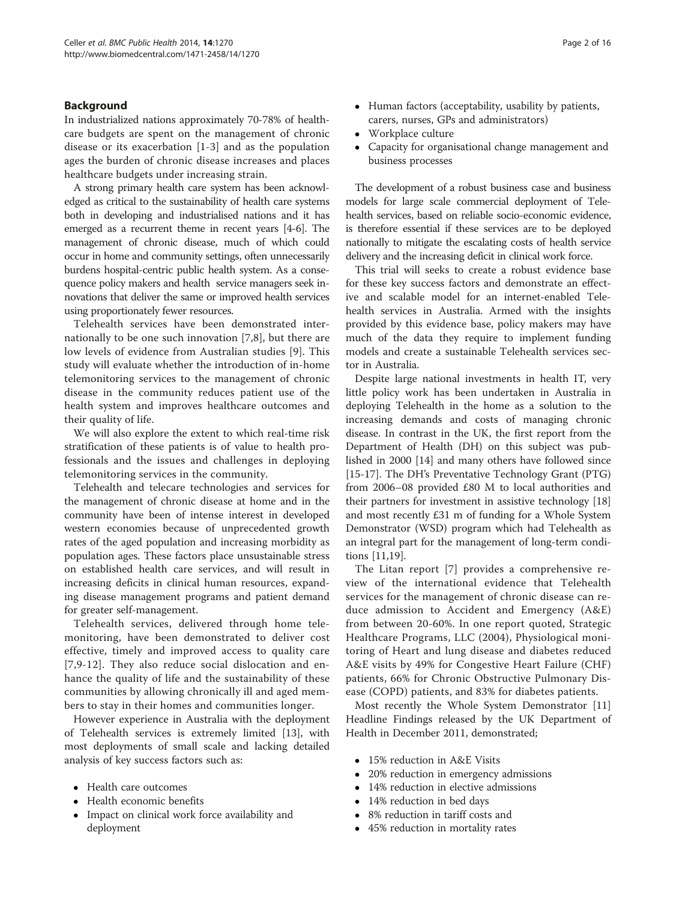## Background

In industrialized nations approximately 70-78% of healthcare budgets are spent on the management of chronic disease or its exacerbation [1-3] and as the population ages the burden of chronic disease increases and places healthcare budgets under increasing strain.

A strong primary health care system has been acknowledged as critical to the sustainability of health care systems both in developing and industrialised nations and it has emerged as a recurrent theme in recent years [4-6]. The management of chronic disease, much of which could occur in home and community settings, often unnecessarily burdens hospital-centric public health system. As a consequence policy makers and health service managers seek innovations that deliver the same or improved health services using proportionately fewer resources.

Telehealth services have been demonstrated internationally to be one such innovation [7,8], but there are low levels of evidence from Australian studies [9]. This study will evaluate whether the introduction of in-home telemonitoring services to the management of chronic disease in the community reduces patient use of the health system and improves healthcare outcomes and their quality of life.

We will also explore the extent to which real-time risk stratification of these patients is of value to health professionals and the issues and challenges in deploying telemonitoring services in the community.

Telehealth and telecare technologies and services for the management of chronic disease at home and in the community have been of intense interest in developed western economies because of unprecedented growth rates of the aged population and increasing morbidity as population ages. These factors place unsustainable stress on established health care services, and will result in increasing deficits in clinical human resources, expanding disease management programs and patient demand for greater self-management.

Telehealth services, delivered through home telemonitoring, have been demonstrated to deliver cost effective, timely and improved access to quality care [7,9-12]. They also reduce social dislocation and enhance the quality of life and the sustainability of these communities by allowing chronically ill and aged members to stay in their homes and communities longer.

However experience in Australia with the deployment of Telehealth services is extremely limited [13], with most deployments of small scale and lacking detailed analysis of key success factors such as:

- Health care outcomes
- Health economic benefits
- Impact on clinical work force availability and deployment
- Human factors (acceptability, usability by patients, carers, nurses, GPs and administrators)
- Workplace culture
- Capacity for organisational change management and business processes

The development of a robust business case and business models for large scale commercial deployment of Telehealth services, based on reliable socio-economic evidence, is therefore essential if these services are to be deployed nationally to mitigate the escalating costs of health service delivery and the increasing deficit in clinical work force.

This trial will seeks to create a robust evidence base for these key success factors and demonstrate an effective and scalable model for an internet-enabled Telehealth services in Australia. Armed with the insights provided by this evidence base, policy makers may have much of the data they require to implement funding models and create a sustainable Telehealth services sector in Australia.

Despite large national investments in health IT, very little policy work has been undertaken in Australia in deploying Telehealth in the home as a solution to the increasing demands and costs of managing chronic disease. In contrast in the UK, the first report from the Department of Health (DH) on this subject was published in 2000 [14] and many others have followed since [15-17]. The DH's Preventative Technology Grant (PTG) from 2006–08 provided £80 M to local authorities and their partners for investment in assistive technology [18] and most recently £31 m of funding for a Whole System Demonstrator (WSD) program which had Telehealth as an integral part for the management of long-term conditions [11,19].

The Litan report [7] provides a comprehensive review of the international evidence that Telehealth services for the management of chronic disease can reduce admission to Accident and Emergency (A&E) from between 20-60%. In one report quoted, Strategic Healthcare Programs, LLC (2004), Physiological monitoring of Heart and lung disease and diabetes reduced A&E visits by 49% for Congestive Heart Failure (CHF) patients, 66% for Chronic Obstructive Pulmonary Disease (COPD) patients, and 83% for diabetes patients.

Most recently the Whole System Demonstrator [11] Headline Findings released by the UK Department of Health in December 2011, demonstrated;

- 15% reduction in A&E Visits
- 20% reduction in emergency admissions
- 14% reduction in elective admissions
- 14% reduction in bed days
- 8% reduction in tariff costs and
- 45% reduction in mortality rates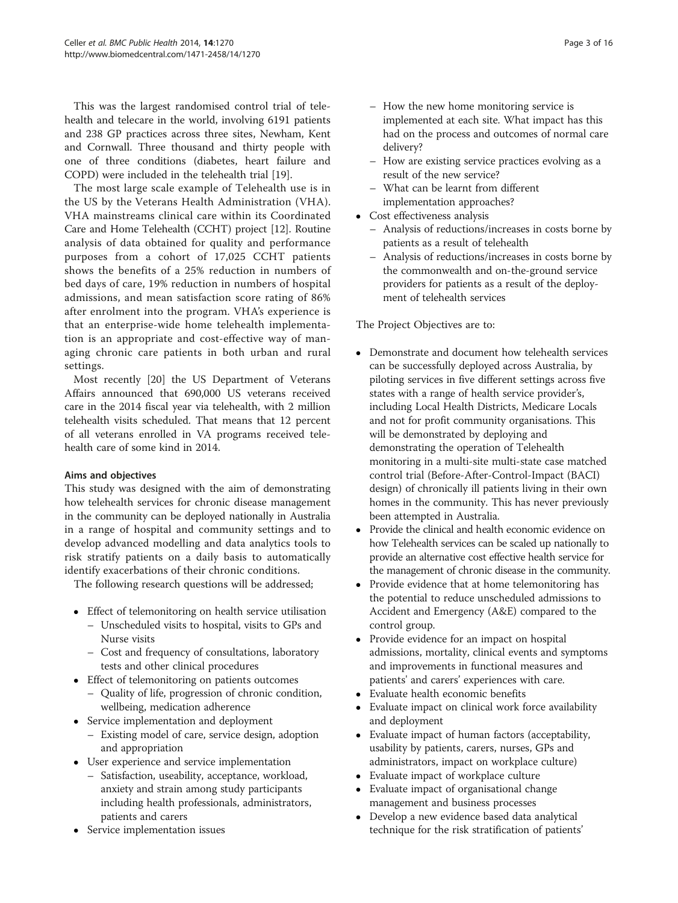This was the largest randomised control trial of telehealth and telecare in the world, involving 6191 patients and 238 GP practices across three sites, Newham, Kent and Cornwall. Three thousand and thirty people with one of three conditions (diabetes, heart failure and COPD) were included in the telehealth trial [19].

The most large scale example of Telehealth use is in the US by the Veterans Health Administration (VHA). VHA mainstreams clinical care within its Coordinated Care and Home Telehealth (CCHT) project [12]. Routine analysis of data obtained for quality and performance purposes from a cohort of 17,025 CCHT patients shows the benefits of a 25% reduction in numbers of bed days of care, 19% reduction in numbers of hospital admissions, and mean satisfaction score rating of 86% after enrolment into the program. VHA's experience is that an enterprise-wide home telehealth implementation is an appropriate and cost-effective way of managing chronic care patients in both urban and rural settings.

Most recently [20] the US Department of Veterans Affairs announced that 690,000 US veterans received care in the 2014 fiscal year via telehealth, with 2 million telehealth visits scheduled. That means that 12 percent of all veterans enrolled in VA programs received telehealth care of some kind in 2014.

### Aims and objectives

This study was designed with the aim of demonstrating how telehealth services for chronic disease management in the community can be deployed nationally in Australia in a range of hospital and community settings and to develop advanced modelling and data analytics tools to risk stratify patients on a daily basis to automatically identify exacerbations of their chronic conditions.

The following research questions will be addressed;

- Effect of telemonitoring on health service utilisation
  - Unscheduled visits to hospital, visits to GPs and Nurse visits
  - Cost and frequency of consultations, laboratory tests and other clinical procedures
- Effect of telemonitoring on patients outcomes
  - Quality of life, progression of chronic condition, wellbeing, medication adherence
- Service implementation and deployment
  - Existing model of care, service design, adoption and appropriation
- User experience and service implementation
  - Satisfaction, useability, acceptance, workload, anxiety and strain among study participants including health professionals, administrators, patients and carers
- Service implementation issues
  - How the new home monitoring service is implemented at each site. What impact has this had on the process and outcomes of normal care delivery?
  - How are existing service practices evolving as a result of the new service?
  - What can be learnt from different implementation approaches?
- Cost effectiveness analysis
  - Analysis of reductions/increases in costs borne by patients as a result of telehealth
  - Analysis of reductions/increases in costs borne by the commonwealth and on-the-ground service providers for patients as a result of the deployment of telehealth services

The Project Objectives are to:

- Demonstrate and document how telehealth services can be successfully deployed across Australia, by piloting services in five different settings across five states with a range of health service provider's, including Local Health Districts, Medicare Locals and not for profit community organisations. This will be demonstrated by deploying and demonstrating the operation of Telehealth monitoring in a multi-site multi-state case matched control trial (Before-After-Control-Impact (BACI) design) of chronically ill patients living in their own homes in the community. This has never previously been attempted in Australia.
- Provide the clinical and health economic evidence on how Telehealth services can be scaled up nationally to provide an alternative cost effective health service for the management of chronic disease in the community.
- Provide evidence that at home telemonitoring has the potential to reduce unscheduled admissions to Accident and Emergency (A&E) compared to the control group.
- Provide evidence for an impact on hospital admissions, mortality, clinical events and symptoms and improvements in functional measures and patients' and carers' experiences with care.
- Evaluate health economic benefits
- Evaluate impact on clinical work force availability and deployment
- Evaluate impact of human factors (acceptability, usability by patients, carers, nurses, GPs and administrators, impact on workplace culture)
- Evaluate impact of workplace culture
- Evaluate impact of organisational change management and business processes
- Develop a new evidence based data analytical technique for the risk stratification of patients'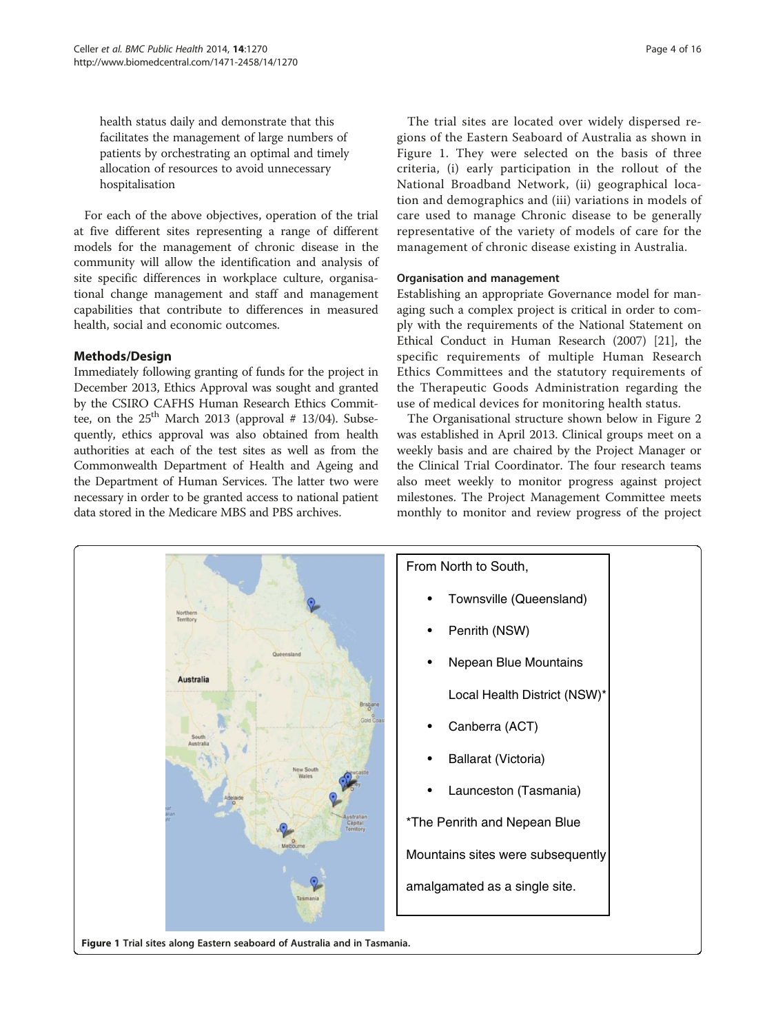health status daily and demonstrate that this facilitates the management of large numbers of patients by orchestrating an optimal and timely allocation of resources to avoid unnecessary hospitalisation

For each of the above objectives, operation of the trial at five different sites representing a range of different models for the management of chronic disease in the community will allow the identification and analysis of site specific differences in workplace culture, organisational change management and staff and management capabilities that contribute to differences in measured health, social and economic outcomes.

## Methods/Design

Immediately following granting of funds for the project in December 2013, Ethics Approval was sought and granted by the CSIRO CAFHS Human Research Ethics Committee, on the 25th March 2013 (approval # 13/04). Subsequently, ethics approval was also obtained from health authorities at each of the test sites as well as from the Commonwealth Department of Health and Ageing and the Department of Human Services. The latter two were necessary in order to be granted access to national patient data stored in the Medicare MBS and PBS archives.

The trial sites are located over widely dispersed regions of the Eastern Seaboard of Australia as shown in Figure 1. They were selected on the basis of three criteria, (i) early participation in the rollout of the National Broadband Network, (ii) geographical location and demographics and (iii) variations in models of care used to manage Chronic disease to be generally representative of the variety of models of care for the management of chronic disease existing in Australia.

### Organisation and management

Establishing an appropriate Governance model for managing such a complex project is critical in order to comply with the requirements of the National Statement on Ethical Conduct in Human Research (2007) [21], the specific requirements of multiple Human Research Ethics Committees and the statutory requirements of the Therapeutic Goods Administration regarding the use of medical devices for monitoring health status.

The Organisational structure shown below in Figure 2 was established in April 2013. Clinical groups meet on a weekly basis and are chaired by the Project Manager or the Clinical Trial Coordinator. The four research teams also meet weekly to monitor progress against project milestones. The Project Management Committee meets monthly to monitor and review progress of the project

From North to South,

- Townsville (Queensland)
- Penrith (NSW)
- Nepean Blue Mountains Local Health District (NSW)*
- Canberra (ACT)
- Ballarat (Victoria)
- Launceston (Tasmania)

*The Penrith and Nepean Blue Mountains sites were subsequently amalgamated as a single site.

**Figure 1** Trial sites along Eastern seaboard of Australia and in Tasmania.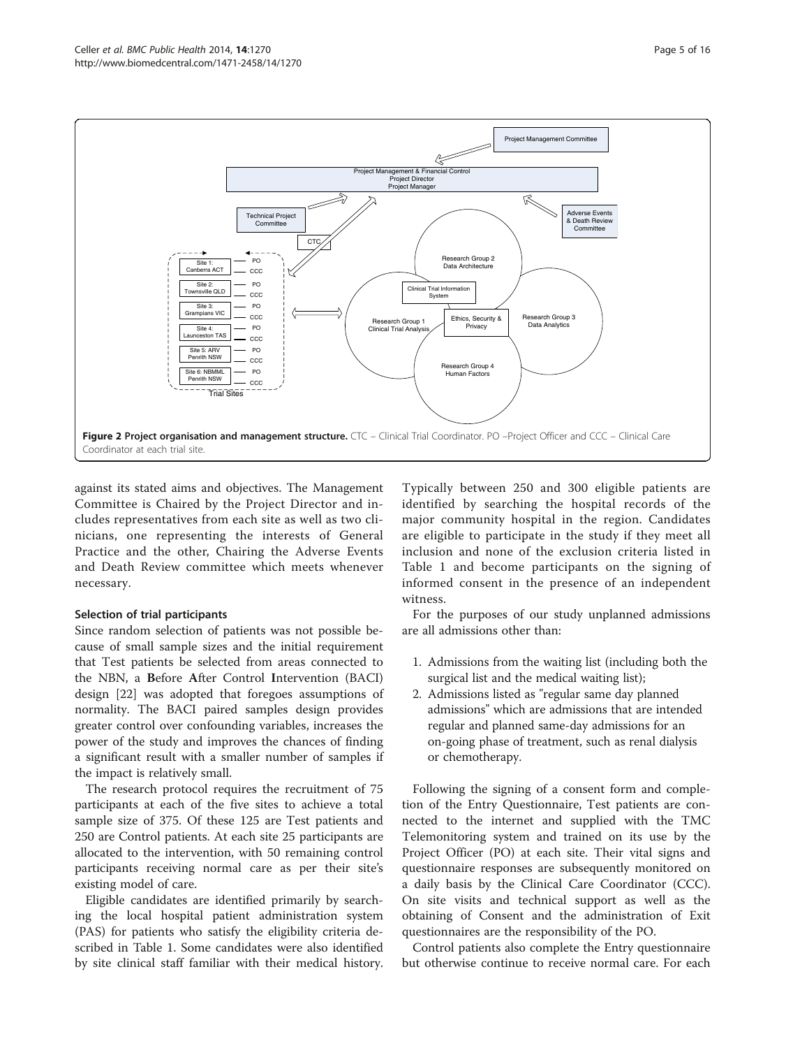Figure 2 Project organisation and management structure. CTC – Clinical Trial Coordinator. PO –Project Officer and CCC – Clinical Care Coordinator at each trial site.

against its stated aims and objectives. The Management Committee is Chaired by the Project Director and includes representatives from each site as well as two clinicians, one representing the interests of General Practice and the other, Chairing the Adverse Events and Death Review committee which meets whenever necessary.

### Selection of trial participants

Since random selection of patients was not possible because of small sample sizes and the initial requirement that Test patients be selected from areas connected to the NBN, a **B**efore **A**fter **C**ontrol **I**ntervention (BACI) design [22] was adopted that foregoes assumptions of normality. The BACI paired samples design provides greater control over confounding variables, increases the power of the study and improves the chances of finding a significant result with a smaller number of samples if the impact is relatively small.

The research protocol requires the recruitment of 75 participants at each of the five sites to achieve a total sample size of 375. Of these 125 are Test patients and 250 are Control patients. At each site 25 participants are allocated to the intervention, with 50 remaining control participants receiving normal care as per their site's existing model of care.

Eligible candidates are identified primarily by searching the local hospital patient administration system (PAS) for patients who satisfy the eligibility criteria described in Table 1. Some candidates were also identified by site clinical staff familiar with their medical history. Typically between 250 and 300 eligible patients are identified by searching the hospital records of the major community hospital in the region. Candidates are eligible to participate in the study if they meet all inclusion and none of the exclusion criteria listed in Table 1 and become participants on the signing of informed consent in the presence of an independent witness.

For the purposes of our study unplanned admissions are all admissions other than:

1. Admissions from the waiting list (including both the surgical list and the medical waiting list);
2. Admissions listed as "regular same day planned admissions" which are admissions that are intended regular and planned same-day admissions for an on-going phase of treatment, such as renal dialysis or chemotherapy.

Following the signing of a consent form and completion of the Entry Questionnaire, Test patients are connected to the internet and supplied with the TMC Telemonitoring system and trained on its use by the Project Officer (PO) at each site. Their vital signs and questionnaire responses are subsequently monitored on a daily basis by the Clinical Care Coordinator (CCC). On site visits and technical support as well as the obtaining of Consent and the administration of Exit questionnaires are the responsibility of the PO.

Control patients also complete the Entry questionnaire but otherwise continue to receive normal care. For each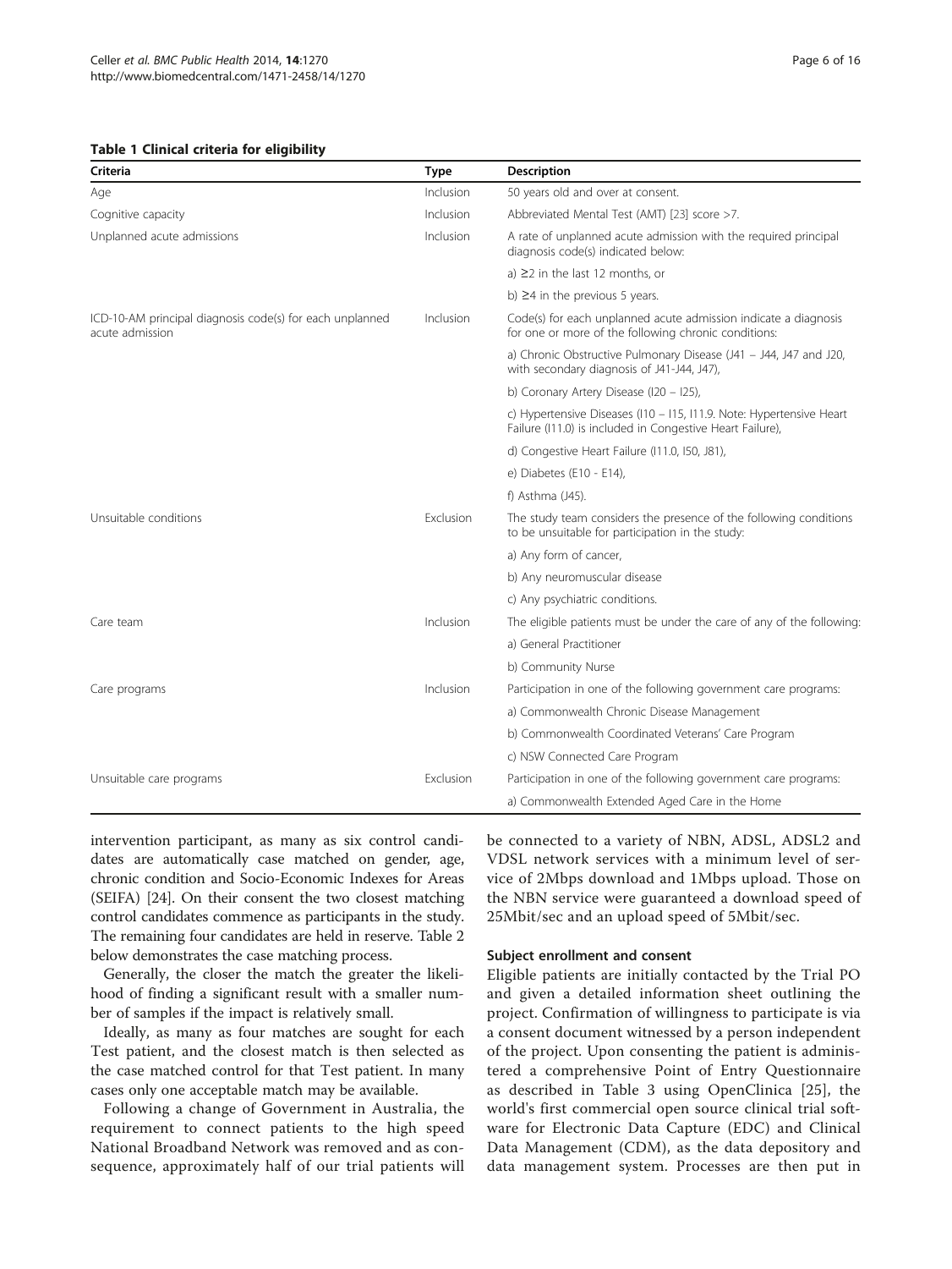**Table 1 Clinical criteria for eligibility**

| Criteria | Type | Description |
| --- | --- | --- |
| Age | Inclusion | 50 years old and over at consent. |
| Cognitive capacity | Inclusion | Abbreviated Mental Test (AMT) [23] score >7. |
| Unplanned acute admissions | Inclusion | A rate of unplanned acute admission with the required principal diagnosis code(s) indicated below: |
| | | a) ≥2 in the last 12 months, or |
| | | b) ≥4 in the previous 5 years. |
| ICD-10-AM principal diagnosis code(s) for each unplanned acute admission | Inclusion | Code(s) for each unplanned acute admission indicate a diagnosis for one or more of the following chronic conditions: |
| | | a) Chronic Obstructive Pulmonary Disease (J41 – J44, J47 and J20, with secondary diagnosis of J41-J44, J47), |
| | | b) Coronary Artery Disease (I20 – I25), |
| | | c) Hypertensive Diseases (I10 – I15, I11.9. Note: Hypertensive Heart Failure (I11.0) is included in Congestive Heart Failure), |
| | | d) Congestive Heart Failure (I11.0, I50, J81), |
| | | e) Diabetes (E10 - E14), |
| | | f) Asthma (J45). |
| Unsuitable conditions | Exclusion | The study team considers the presence of the following conditions to be unsuitable for participation in the study: |
| | | a) Any form of cancer, |
| | | b) Any neuromuscular disease |
| | | c) Any psychiatric conditions. |
| Care team | Inclusion | The eligible patients must be under the care of any of the following: |
| | | a) General Practitioner |
| | | b) Community Nurse |
| Care programs | Inclusion | Participation in one of the following government care programs: |
| | | a) Commonwealth Chronic Disease Management |
| | | b) Commonwealth Coordinated Veterans' Care Program |
| | | c) NSW Connected Care Program |
| Unsuitable care programs | Exclusion | Participation in one of the following government care programs: |
| | | a) Commonwealth Extended Aged Care in the Home |

intervention participant, as many as six control candidates are automatically case matched on gender, age, chronic condition and Socio-Economic Indexes for Areas (SEIFA) [24]. On their consent the two closest matching control candidates commence as participants in the study. The remaining four candidates are held in reserve. Table 2 below demonstrates the case matching process.

Generally, the closer the match the greater the likelihood of finding a significant result with a smaller number of samples if the impact is relatively small.

Ideally, as many as four matches are sought for each Test patient, and the closest match is then selected as the case matched control for that Test patient. In many cases only one acceptable match may be available.

Following a change of Government in Australia, the requirement to connect patients to the high speed National Broadband Network was removed and as consequence, approximately half of our trial patients will be connected to a variety of NBN, ADSL, ADSL2 and VDSL network services with a minimum level of service of 2Mbps download and 1Mbps upload. Those on the NBN service were guaranteed a download speed of 25Mbit/sec and an upload speed of 5Mbit/sec.

### Subject enrollment and consent

Eligible patients are initially contacted by the Trial PO and given a detailed information sheet outlining the project. Confirmation of willingness to participate is via a consent document witnessed by a person independent of the project. Upon consenting the patient is administered a comprehensive Point of Entry Questionnaire as described in Table 3 using OpenClinica [25], the world's first commercial open source clinical trial software for Electronic Data Capture (EDC) and Clinical Data Management (CDM), as the data depository and data management system. Processes are then put in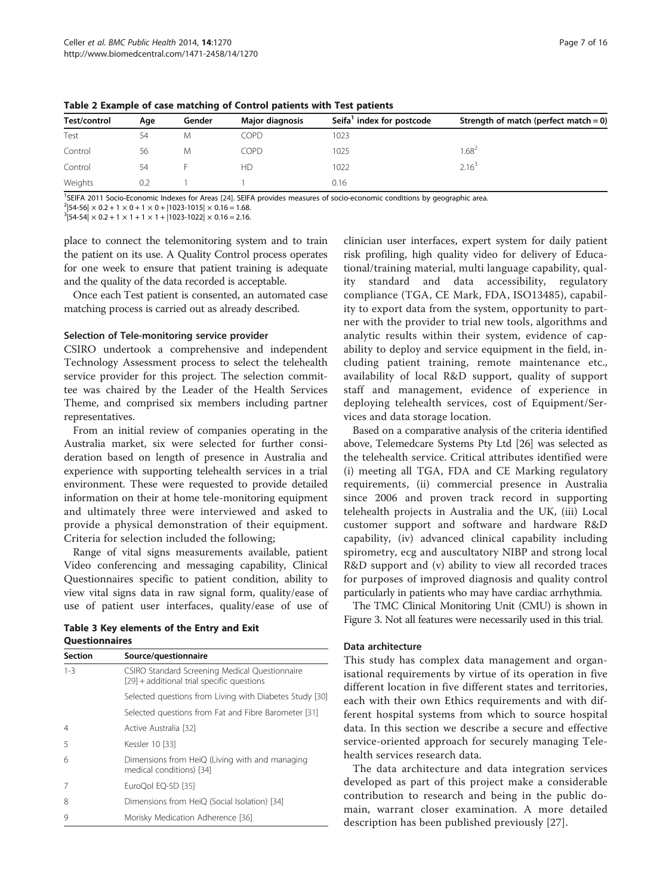**Table 2 Example of case matching of Control patients with Test patients**

| Test/control | Age | Gender | Major diagnosis | Seifa[1] index for postcode | Strength of match (perfect match = 0) |
|---|---|---|---|---|---|
| Test | 54 | M | COPD | 1023 | |
| Control | 56 | M | COPD | 1025 | 1.68[2] |
| Control | 54 | F | HD | 1022 | 2.16[3] |
| Weights | 0.2 | 1 | 1 | 0.16 | |

[1]SEIFA 2011 Socio-Economic Indexes for Areas [24]. SEIFA provides measures of socio-economic conditions by geographic area.
[2]$|54\text{-}56| \times 0.2 + 1 \times 0 + 1 \times 0 + |1023\text{-}1015| \times 0.16 = 1.68$.
[3]$|54\text{-}54| \times 0.2 + 1 \times 1 + 1 \times 1 + |1023\text{-}1022| \times 0.16 = 2.16$.

place to connect the telemonitoring system and to train the patient on its use. A Quality Control process operates for one week to ensure that patient training is adequate and the quality of the data recorded is acceptable.

Once each Test patient is consented, an automated case matching process is carried out as already described.

### Selection of Tele-monitoring service provider

CSIRO undertook a comprehensive and independent Technology Assessment process to select the telehealth service provider for this project. The selection committee was chaired by the Leader of the Health Services Theme, and comprised six members including partner representatives.

From an initial review of companies operating in the Australia market, six were selected for further consideration based on length of presence in Australia and experience with supporting telehealth services in a trial environment. These were requested to provide detailed information on their at home tele-monitoring equipment and ultimately three were interviewed and asked to provide a physical demonstration of their equipment. Criteria for selection included the following;

Range of vital signs measurements available, patient Video conferencing and messaging capability, Clinical Questionnaires specific to patient condition, ability to view vital signs data in raw signal form, quality/ease of use of patient user interfaces, quality/ease of use of clinician user interfaces, expert system for daily patient risk profiling, high quality video for delivery of Educational/training material, multi language capability, quality standard and data accessibility, regulatory compliance (TGA, CE Mark, FDA, ISO13485), capability to export data from the system, opportunity to partner with the provider to trial new tools, algorithms and analytic results within their system, evidence of capability to deploy and service equipment in the field, including patient training, remote maintenance etc., availability of local R&D support, quality of support staff and management, evidence of experience in deploying telehealth services, cost of Equipment/Services and data storage location.

Based on a comparative analysis of the criteria identified above, Telemedcare Systems Pty Ltd [26] was selected as the telehealth service. Critical attributes identified were (i) meeting all TGA, FDA and CE Marking regulatory requirements, (ii) commercial presence in Australia since 2006 and proven track record in supporting telehealth projects in Australia and the UK, (iii) Local customer support and software and hardware R&D capability, (iv) advanced clinical capability including spirometry, ecg and auscultatory NIBP and strong local R&D support and (v) ability to view all recorded traces for purposes of improved diagnosis and quality control particularly in patients who may have cardiac arrhythmia.

The TMC Clinical Monitoring Unit (CMU) is shown in Figure 3. Not all features were necessarily used in this trial.

**Table 3 Key elements of the Entry and Exit Questionnaires**

| Section | Source/questionnaire |
|---|---|
| 1-3 | CSIRO Standard Screening Medical Questionnaire [29] + additional trial specific questions |
| | Selected questions from Living with Diabetes Study [30] |
| | Selected questions from Fat and Fibre Barometer [31] |
| 4 | Active Australia [32] |
| 5 | Kessler 10 [33] |
| 6 | Dimensions from HeiQ (Living with and managing medical conditions) [34] |
| 7 | EuroQol EQ-5D [35] |
| 8 | Dimensions from HeiQ (Social Isolation) [34] |
| 9 | Morisky Medication Adherence [36] |

### Data architecture

This study has complex data management and organisational requirements by virtue of its operation in five different location in five different states and territories, each with their own Ethics requirements and with different hospital systems from which to source hospital data. In this section we describe a secure and effective service-oriented approach for securely managing Telehealth services research data.

The data architecture and data integration services developed as part of this project make a considerable contribution to research and being in the public domain, warrant closer examination. A more detailed description has been published previously [27].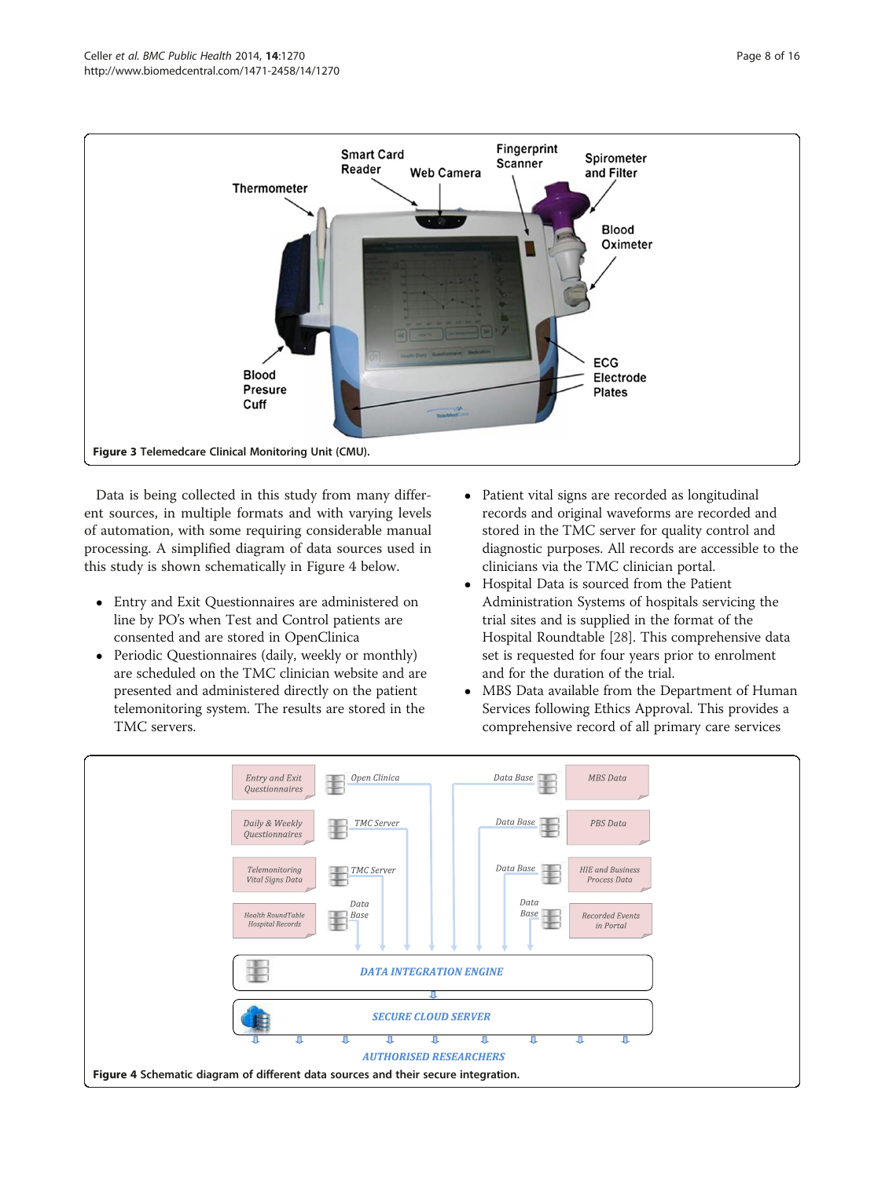Figure 3 Telemedcare Clinical Monitoring Unit (CMU).

Data is being collected in this study from many different sources, in multiple formats and with varying levels of automation, with some requiring considerable manual processing. A simplified diagram of data sources used in this study is shown schematically in Figure 4 below.

- Entry and Exit Questionnaires are administered on line by PO's when Test and Control patients are consented and are stored in OpenClinica
- Periodic Questionnaires (daily, weekly or monthly) are scheduled on the TMC clinician website and are presented and administered directly on the patient telemonitoring system. The results are stored in the TMC servers.
- Patient vital signs are recorded as longitudinal records and original waveforms are recorded and stored in the TMC server for quality control and diagnostic purposes. All records are accessible to the clinicians via the TMC clinician portal.
- Hospital Data is sourced from the Patient Administration Systems of hospitals servicing the trial sites and is supplied in the format of the Hospital Roundtable [28]. This comprehensive data set is requested for four years prior to enrolment and for the duration of the trial.
- MBS Data available from the Department of Human Services following Ethics Approval. This provides a comprehensive record of all primary care services

Figure 4 Schematic diagram of different data sources and their secure integration.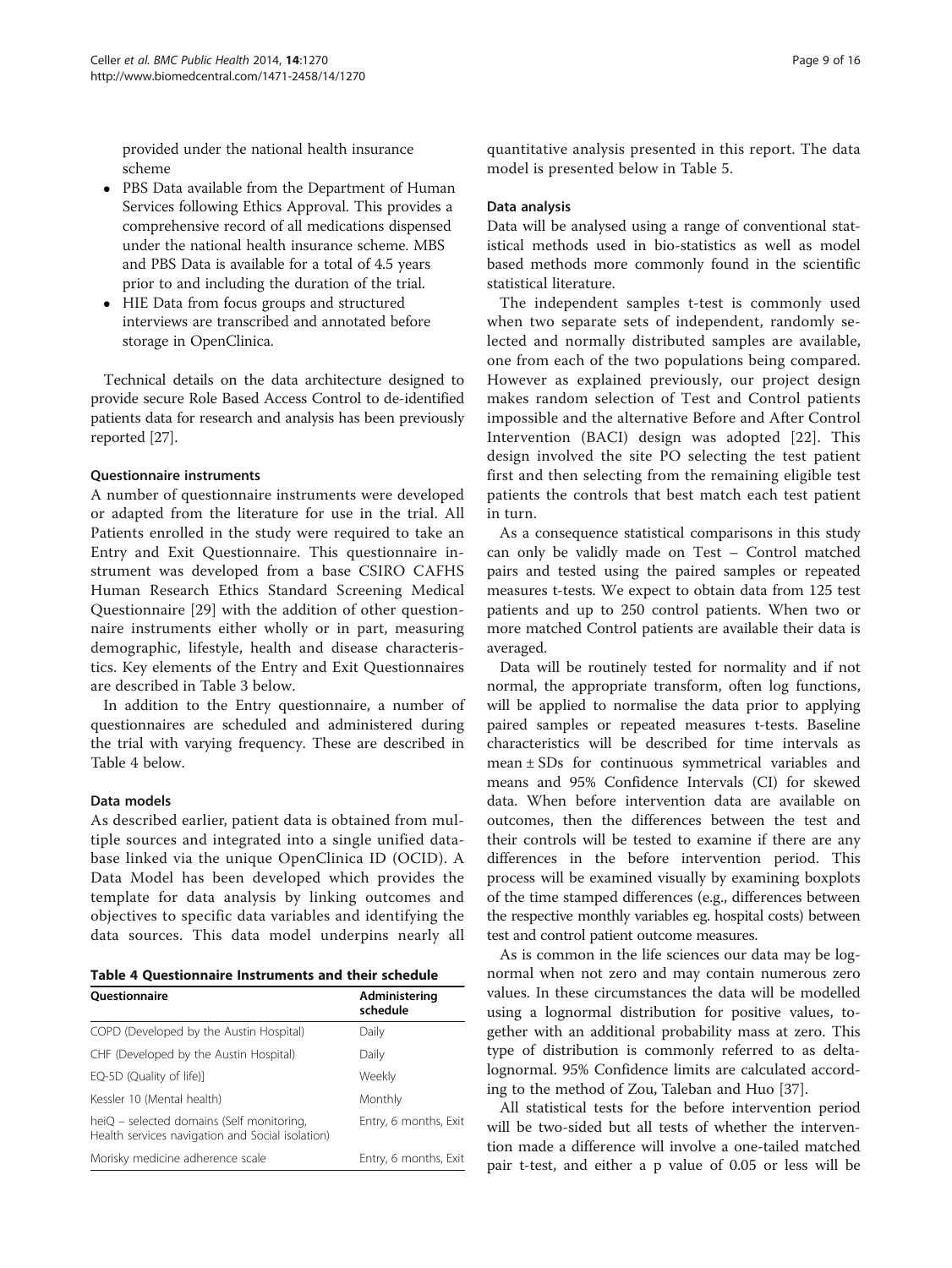provided under the national health insurance scheme

- PBS Data available from the Department of Human Services following Ethics Approval. This provides a comprehensive record of all medications dispensed under the national health insurance scheme. MBS and PBS Data is available for a total of 4.5 years prior to and including the duration of the trial.
- HIE Data from focus groups and structured interviews are transcribed and annotated before storage in OpenClinica.

Technical details on the data architecture designed to provide secure Role Based Access Control to de-identified patients data for research and analysis has been previously reported [27].

### Questionnaire instruments

A number of questionnaire instruments were developed or adapted from the literature for use in the trial. All Patients enrolled in the study were required to take an Entry and Exit Questionnaire. This questionnaire instrument was developed from a base CSIRO CAFHS Human Research Ethics Standard Screening Medical Questionnaire [29] with the addition of other questionnaire instruments either wholly or in part, measuring demographic, lifestyle, health and disease characteristics. Key elements of the Entry and Exit Questionnaires are described in Table 3 below.

In addition to the Entry questionnaire, a number of questionnaires are scheduled and administered during the trial with varying frequency. These are described in Table 4 below.

### Data models

As described earlier, patient data is obtained from multiple sources and integrated into a single unified database linked via the unique OpenClinica ID (OCID). A Data Model has been developed which provides the template for data analysis by linking outcomes and objectives to specific data variables and identifying the data sources. This data model underpins nearly all quantitative analysis presented in this report. The data model is presented below in Table 5.

**Table 4 Questionnaire Instruments and their schedule**

| Questionnaire | Administering schedule |
|---|---|
| COPD (Developed by the Austin Hospital) | Daily |
| CHF (Developed by the Austin Hospital) | Daily |
| EQ-5D (Quality of life)] | Weekly |
| Kessler 10 (Mental health) | Monthly |
| heiQ – selected domains (Self monitoring, Health services navigation and Social isolation) | Entry, 6 months, Exit |
| Morisky medicine adherence scale | Entry, 6 months, Exit |

### Data analysis

Data will be analysed using a range of conventional statistical methods used in bio-statistics as well as model based methods more commonly found in the scientific statistical literature.

The independent samples t-test is commonly used when two separate sets of independent, randomly selected and normally distributed samples are available, one from each of the two populations being compared. However as explained previously, our project design makes random selection of Test and Control patients impossible and the alternative Before and After Control Intervention (BACI) design was adopted [22]. This design involved the site PO selecting the test patient first and then selecting from the remaining eligible test patients the controls that best match each test patient in turn.

As a consequence statistical comparisons in this study can only be validly made on Test – Control matched pairs and tested using the paired samples or repeated measures t-tests. We expect to obtain data from 125 test patients and up to 250 control patients. When two or more matched Control patients are available their data is averaged.

Data will be routinely tested for normality and if not normal, the appropriate transform, often log functions, will be applied to normalise the data prior to applying paired samples or repeated measures t-tests. Baseline characteristics will be described for time intervals as mean ± SDs for continuous symmetrical variables and means and 95% Confidence Intervals (CI) for skewed data. When before intervention data are available on outcomes, then the differences between the test and their controls will be tested to examine if there are any differences in the before intervention period. This process will be examined visually by examining boxplots of the time stamped differences (e.g., differences between the respective monthly variables eg. hospital costs) between test and control patient outcome measures.

As is common in the life sciences our data may be lognormal when not zero and may contain numerous zero values. In these circumstances the data will be modelled using a lognormal distribution for positive values, together with an additional probability mass at zero. This type of distribution is commonly referred to as delta-lognormal. 95% Confidence limits are calculated according to the method of Zou, Taleban and Huo [37].

All statistical tests for the before intervention period will be two-sided but all tests of whether the intervention made a difference will involve a one-tailed matched pair t-test, and either a p value of 0.05 or less will be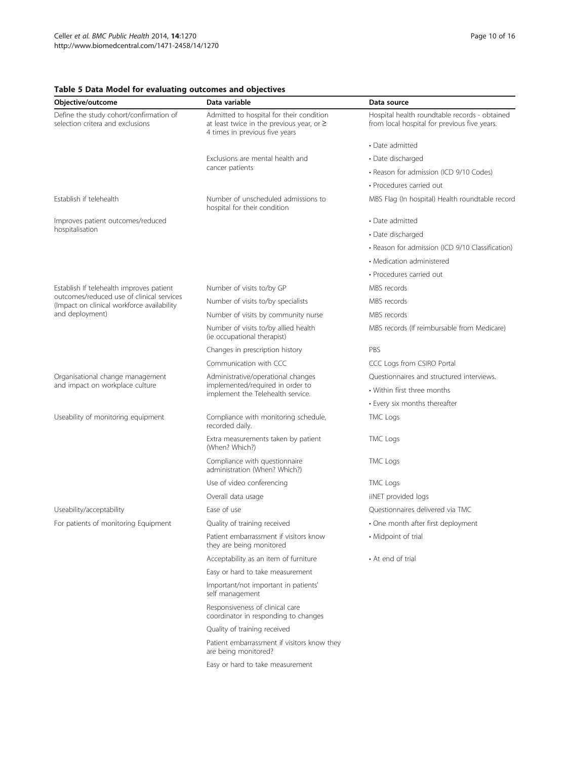**Table 5 Data Model for evaluating outcomes and objectives**

| Objective/outcome | Data variable | Data source |
|---|---|---|
| Define the study cohort/confirmation of selection critera and exclusions | Admitted to hospital for their condition at least twice in the previous year, or ≥ 4 times in previous five years | Hospital health roundtable records - obtained from local hospital for previous five years. |
| | | • Date admitted |
| | Exclusions are mental health and cancer patients | • Date discharged |
| | | • Reason for admission (ICD 9/10 Codes) |
| | | • Procedures carried out |
| Establish if telehealth | Number of unscheduled admissions to hospital for their condition | MBS Flag (In hospital) Health roundtable record |
| Improves patient outcomes/reduced hospitalisation | | • Date admitted |
| | | • Date discharged |
| | | • Reason for admission (ICD 9/10 Classification) |
| | | • Medication administered |
| | | • Procedures carried out |
| Establish If telehealth improves patient outcomes/reduced use of clinical services (Impact on clinical workforce availability and deployment) | Number of visits to/by GP | MBS records |
| | Number of visits to/by specialists | MBS records |
| | Number of visits by community nurse | MBS records |
| | Number of visits to/by allied health (ie occupational therapist) | MBS records (If reimbursable from Medicare) |
| | Changes in prescription history | PBS |
| | Communication with CCC | CCC Logs from CSIRO Portal |
| Organisational change management and impact on workplace culture | Administrative/operational changes implemented/required in order to implement the Telehealth service. | Questionnaires and structured interviews. |
| | | • Within first three months |
| | | • Every six months thereafter |
| Useability of monitoring equipment | Compliance with monitoring schedule, recorded daily. | TMC Logs |
| | Extra measurements taken by patient (When? Which?) | TMC Logs |
| | Compliance with questionnaire administration (When? Which?) | TMC Logs |
| | Use of video conferencing | TMC Logs |
| | Overall data usage | iiNET provided logs |
| Useability/acceptability | Ease of use | Questionnaires delivered via TMC |
| For patients of monitoring Equipment | Quality of training received | • One month after first deployment |
| | Patient embarrassment if visitors know they are being monitored | • Midpoint of trial |
| | Acceptability as an item of furniture | • At end of trial |
| | Easy or hard to take measurement | |
| | Important/not important in patients' self management | |
| | Responsiveness of clinical care coordinator in responding to changes | |
| | Quality of training received | |
| | Patient embarrassment if visitors know they are being monitored? | |
| | Easy or hard to take measurement | |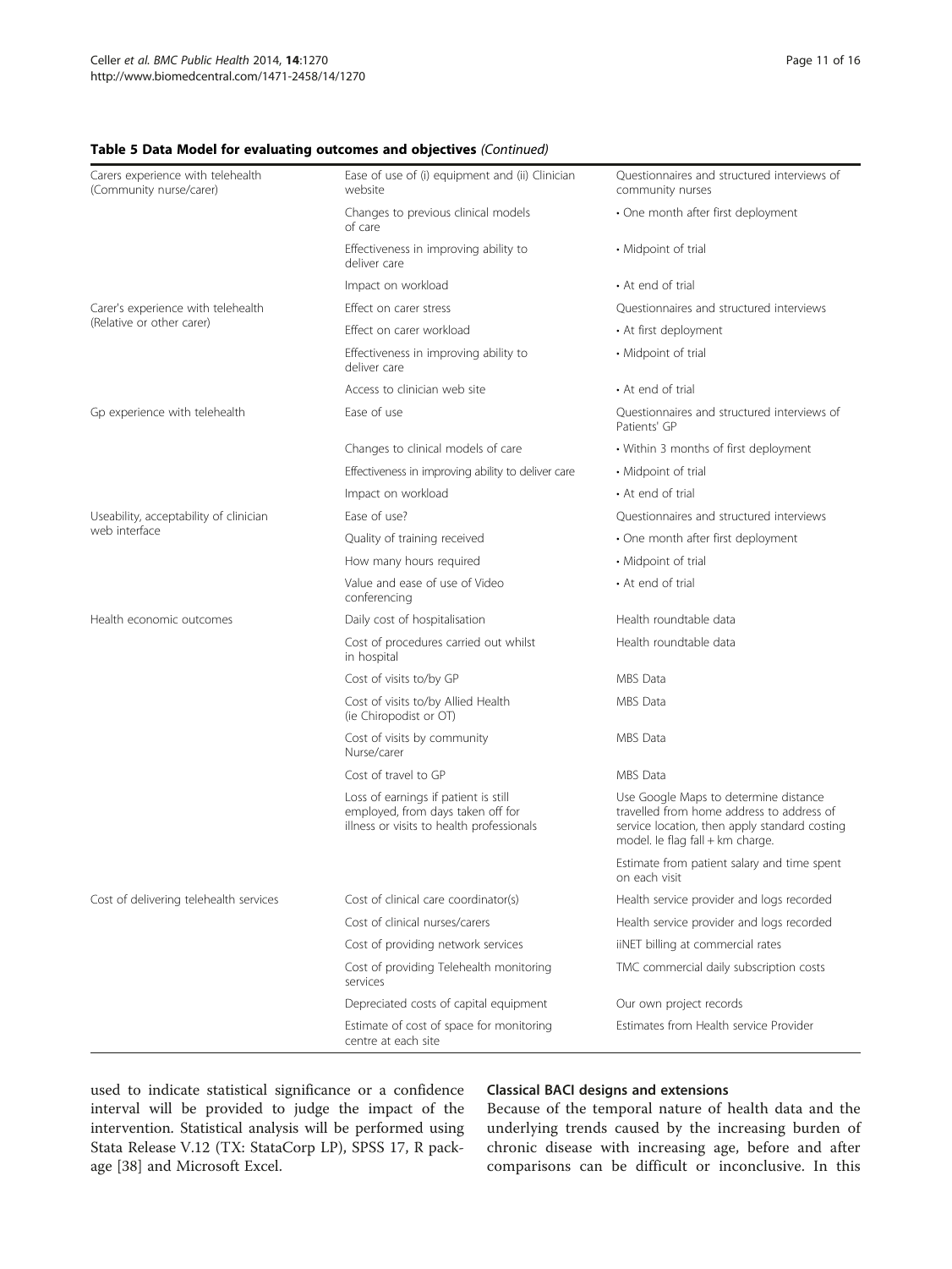**Table 5 Data Model for evaluating outcomes and objectives** *(Continued)*

| | | |
|---|---|---|
| Carers experience with telehealth (Community nurse/carer) | Ease of use of (i) equipment and (ii) Clinician website | Questionnaires and structured interviews of community nurses |
| | Changes to previous clinical models of care | • One month after first deployment |
| | Effectiveness in improving ability to deliver care | • Midpoint of trial |
| | Impact on workload | • At end of trial |
| Carer's experience with telehealth (Relative or other carer) | Effect on carer stress | Questionnaires and structured interviews |
| | Effect on carer workload | • At first deployment |
| | Effectiveness in improving ability to deliver care | • Midpoint of trial |
| | Access to clinician web site | • At end of trial |
| Gp experience with telehealth | Ease of use | Questionnaires and structured interviews of Patients' GP |
| | Changes to clinical models of care | • Within 3 months of first deployment |
| | Effectiveness in improving ability to deliver care | • Midpoint of trial |
| | Impact on workload | • At end of trial |
| Useability, acceptability of clinician web interface | Ease of use? | Questionnaires and structured interviews |
| | Quality of training received | • One month after first deployment |
| | How many hours required | • Midpoint of trial |
| | Value and ease of use of Video conferencing | • At end of trial |
| Health economic outcomes | Daily cost of hospitalisation | Health roundtable data |
| | Cost of procedures carried out whilst in hospital | Health roundtable data |
| | Cost of visits to/by GP | MBS Data |
| | Cost of visits to/by Allied Health (ie Chiropodist or OT) | MBS Data |
| | Cost of visits by community Nurse/carer | MBS Data |
| | Cost of travel to GP | MBS Data |
| | Loss of earnings if patient is still employed, from days taken off for illness or visits to health professionals | Use Google Maps to determine distance travelled from home address to address of service location, then apply standard costing model. Ie flag fall + km charge. |
| | | Estimate from patient salary and time spent on each visit |
| Cost of delivering telehealth services | Cost of clinical care coordinator(s) | Health service provider and logs recorded |
| | Cost of clinical nurses/carers | Health service provider and logs recorded |
| | Cost of providing network services | iiNET billing at commercial rates |
| | Cost of providing Telehealth monitoring services | TMC commercial daily subscription costs |
| | Depreciated costs of capital equipment | Our own project records |
| | Estimate of cost of space for monitoring centre at each site | Estimates from Health service Provider |

used to indicate statistical significance or a confidence interval will be provided to judge the impact of the intervention. Statistical analysis will be performed using Stata Release V.12 (TX: StataCorp LP), SPSS 17, R package [38] and Microsoft Excel.

### Classical BACI designs and extensions

Because of the temporal nature of health data and the underlying trends caused by the increasing burden of chronic disease with increasing age, before and after comparisons can be difficult or inconclusive. In this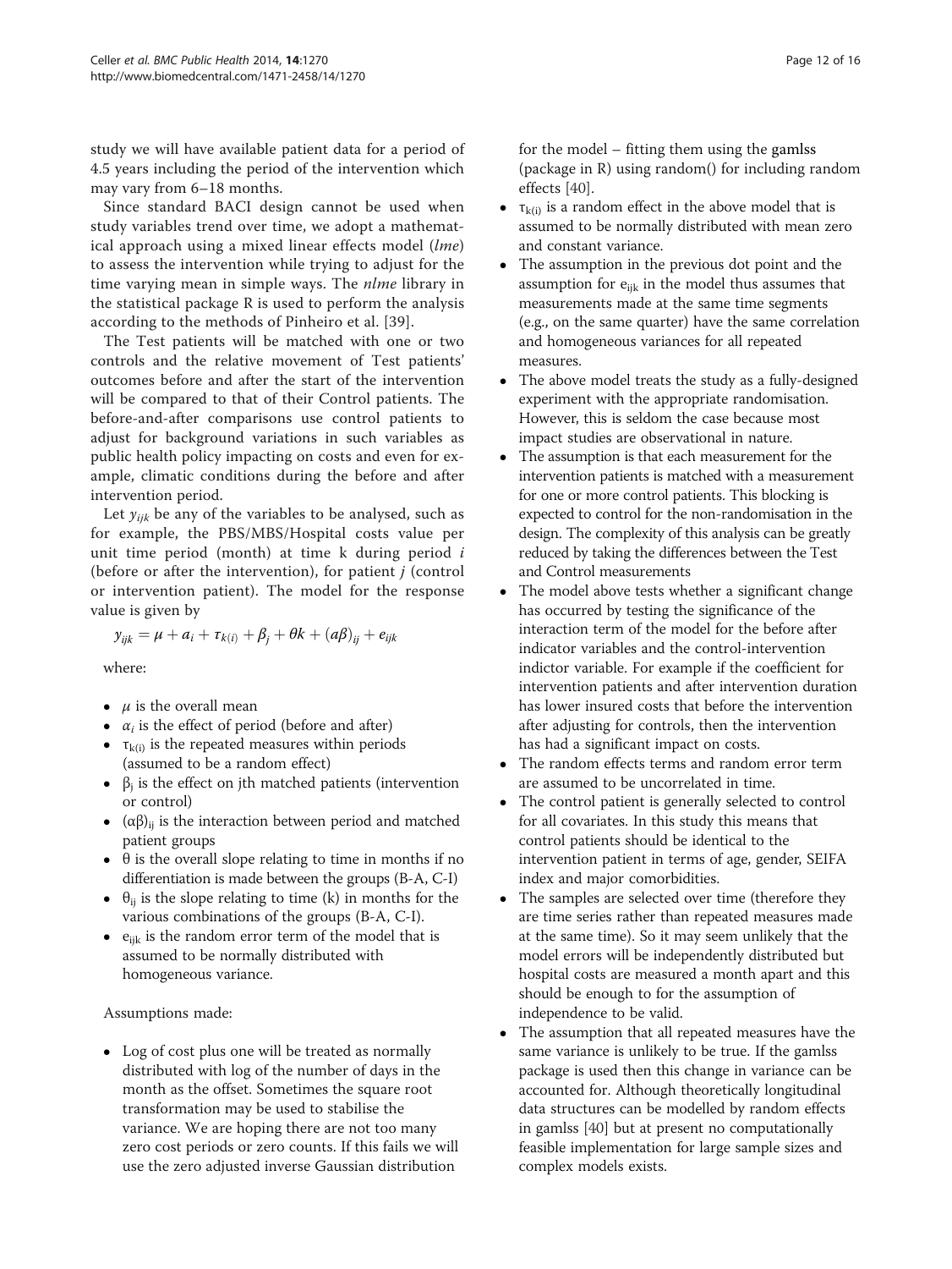study we will have available patient data for a period of 4.5 years including the period of the intervention which may vary from 6–18 months.

Since standard BACI design cannot be used when study variables trend over time, we adopt a mathematical approach using a mixed linear effects model (*lme*) to assess the intervention while trying to adjust for the time varying mean in simple ways. The *nlme* library in the statistical package R is used to perform the analysis according to the methods of Pinheiro et al. [39].

The Test patients will be matched with one or two controls and the relative movement of Test patients' outcomes before and after the start of the intervention will be compared to that of their Control patients. The before-and-after comparisons use control patients to adjust for background variations in such variables as public health policy impacting on costs and even for example, climatic conditions during the before and after intervention period.

Let $y_{ijk}$ be any of the variables to be analysed, such as for example, the PBS/MBS/Hospital costs value per unit time period (month) at time k during period $i$ (before or after the intervention), for patient $j$ (control or intervention patient). The model for the response value is given by

$$y_{ijk} = \mu + a_i + \tau_{k(i)} + \beta_j + \theta k + (a\beta)_{ij} + e_{ijk}$$

where:

- $\mu$ is the overall mean
- $\alpha_i$ is the effect of period (before and after)
- $\tau_{k(i)}$ is the repeated measures within periods (assumed to be a random effect)
- $\beta_j$ is the effect on jth matched patients (intervention or control)
- $(\alpha\beta)_{ij}$ is the interaction between period and matched patient groups
- $\theta$ is the overall slope relating to time in months if no differentiation is made between the groups (B-A, C-I)
- $\theta_{ij}$ is the slope relating to time (k) in months for the various combinations of the groups (B-A, C-I).
- $e_{ijk}$ is the random error term of the model that is assumed to be normally distributed with homogeneous variance.

Assumptions made:

- Log of cost plus one will be treated as normally distributed with log of the number of days in the month as the offset. Sometimes the square root transformation may be used to stabilise the variance. We are hoping there are not too many zero cost periods or zero counts. If this fails we will use the zero adjusted inverse Gaussian distribution for the model – fitting them using the **gamlss** (package in R) using random() for including random effects [40].
- $\tau_{k(i)}$ is a random effect in the above model that is assumed to be normally distributed with mean zero and constant variance.
- The assumption in the previous dot point and the assumption for $e_{ijk}$ in the model thus assumes that measurements made at the same time segments (e.g., on the same quarter) have the same correlation and homogeneous variances for all repeated measures.
- The above model treats the study as a fully-designed experiment with the appropriate randomisation. However, this is seldom the case because most impact studies are observational in nature.
- The assumption is that each measurement for the intervention patients is matched with a measurement for one or more control patients. This blocking is expected to control for the non-randomisation in the design. The complexity of this analysis can be greatly reduced by taking the differences between the Test and Control measurements
- The model above tests whether a significant change has occurred by testing the significance of the interaction term of the model for the before after indicator variables and the control-intervention indictor variable. For example if the coefficient for intervention patients and after intervention duration has lower insured costs that before the intervention after adjusting for controls, then the intervention has had a significant impact on costs.
- The random effects terms and random error term are assumed to be uncorrelated in time.
- The control patient is generally selected to control for all covariates. In this study this means that control patients should be identical to the intervention patient in terms of age, gender, SEIFA index and major comorbidities.
- The samples are selected over time (therefore they are time series rather than repeated measures made at the same time). So it may seem unlikely that the model errors will be independently distributed but hospital costs are measured a month apart and this should be enough to for the assumption of independence to be valid.
- The assumption that all repeated measures have the same variance is unlikely to be true. If the gamlss package is used then this change in variance can be accounted for. Although theoretically longitudinal data structures can be modelled by random effects in gamlss [40] but at present no computationally feasible implementation for large sample sizes and complex models exists.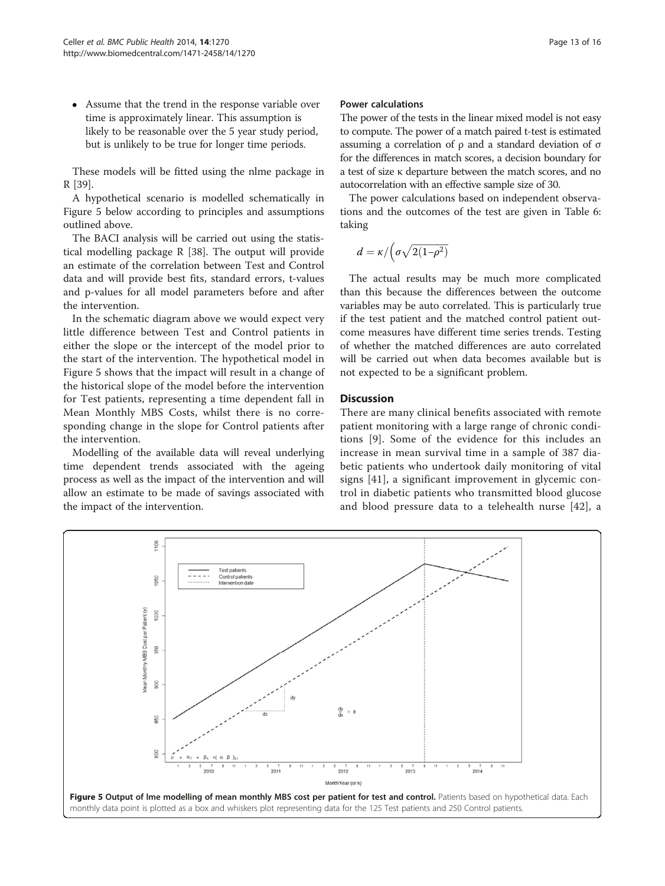- Assume that the trend in the response variable over time is approximately linear. This assumption is likely to be reasonable over the 5 year study period, but is unlikely to be true for longer time periods.

These models will be fitted using the nlme package in R [39].

A hypothetical scenario is modelled schematically in Figure 5 below according to principles and assumptions outlined above.

The BACI analysis will be carried out using the statistical modelling package R [38]. The output will provide an estimate of the correlation between Test and Control data and will provide best fits, standard errors, t-values and p-values for all model parameters before and after the intervention.

In the schematic diagram above we would expect very little difference between Test and Control patients in either the slope or the intercept of the model prior to the start of the intervention. The hypothetical model in Figure 5 shows that the impact will result in a change of the historical slope of the model before the intervention for Test patients, representing a time dependent fall in Mean Monthly MBS Costs, whilst there is no corresponding change in the slope for Control patients after the intervention.

Modelling of the available data will reveal underlying time dependent trends associated with the ageing process as well as the impact of the intervention and will allow an estimate to be made of savings associated with the impact of the intervention.

### Power calculations

The power of the tests in the linear mixed model is not easy to compute. The power of a match paired t-test is estimated assuming a correlation of ρ and a standard deviation of σ for the differences in match scores, a decision boundary for a test of size κ departure between the match scores, and no autocorrelation with an effective sample size of 30.

The power calculations based on independent observations and the outcomes of the test are given in Table 6: taking

$$d = \kappa / \left( \sigma \sqrt{2(1-\rho^2)} \right)$$

The actual results may be much more complicated than this because the differences between the outcome variables may be auto correlated. This is particularly true if the test patient and the matched control patient outcome measures have different time series trends. Testing of whether the matched differences are auto correlated will be carried out when data becomes available but is not expected to be a significant problem.

## Discussion

There are many clinical benefits associated with remote patient monitoring with a large range of chronic conditions [9]. Some of the evidence for this includes an increase in mean survival time in a sample of 387 diabetic patients who undertook daily monitoring of vital signs [41], a significant improvement in glycemic control in diabetic patients who transmitted blood glucose and blood pressure data to a telehealth nurse [42], a

**Figure 5 Output of lme modelling of mean monthly MBS cost per patient for test and control.** Patients based on hypothetical data. Each monthly data point is plotted as a box and whiskers plot representing data for the 125 Test patients and 250 Control patients.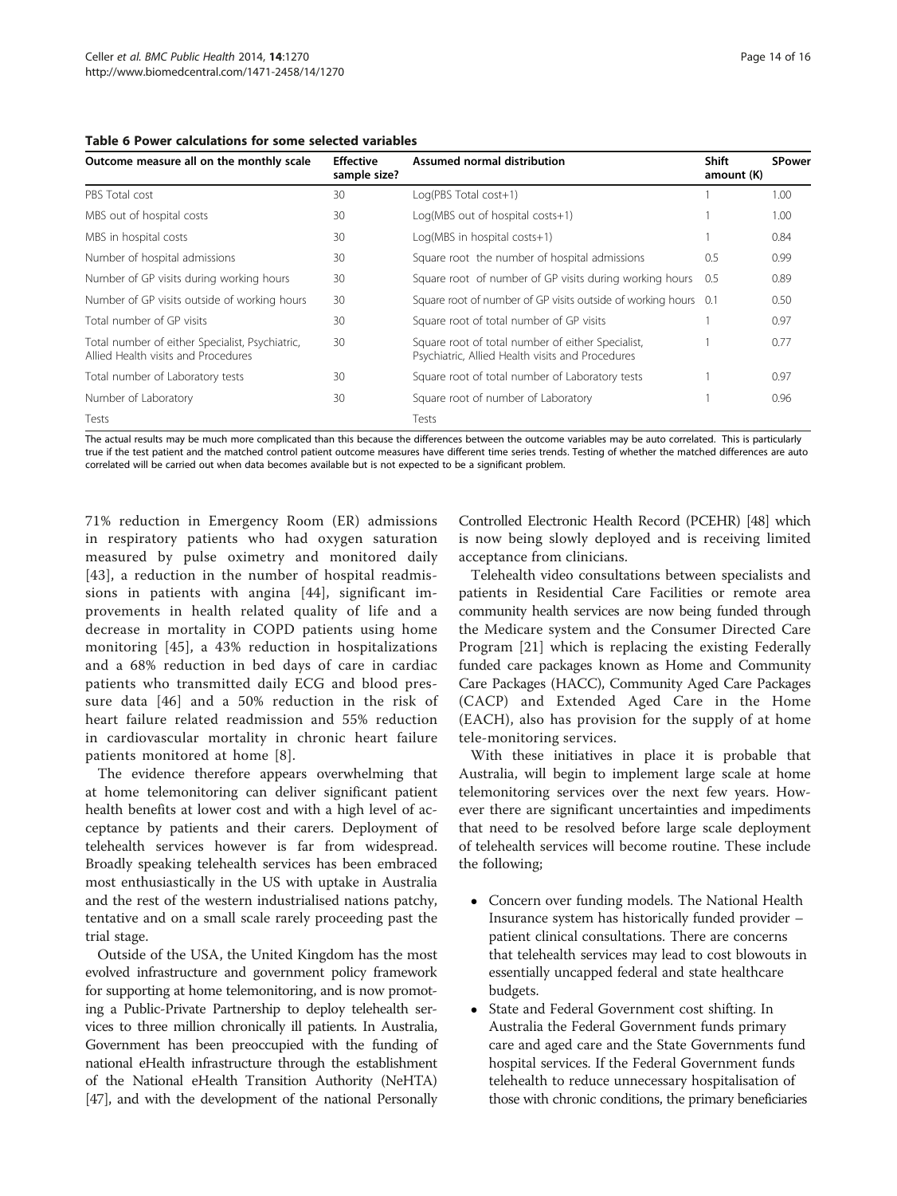**Table 6 Power calculations for some selected variables**

| Outcome measure all on the monthly scale | Effective sample size? | Assumed normal distribution | Shift amount (K) | SPower |
|---|---|---|---|---|
| PBS Total cost | 30 | Log(PBS Total cost+1) | 1 | 1.00 |
| MBS out of hospital costs | 30 | Log(MBS out of hospital costs+1) | 1 | 1.00 |
| MBS in hospital costs | 30 | Log(MBS in hospital costs+1) | 1 | 0.84 |
| Number of hospital admissions | 30 | Square root the number of hospital admissions | 0.5 | 0.99 |
| Number of GP visits during working hours | 30 | Square root of number of GP visits during working hours | 0.5 | 0.89 |
| Number of GP visits outside of working hours | 30 | Square root of number of GP visits outside of working hours | 0.1 | 0.50 |
| Total number of GP visits | 30 | Square root of total number of GP visits | 1 | 0.97 |
| Total number of either Specialist, Psychiatric, Allied Health visits and Procedures | 30 | Square root of total number of either Specialist, Psychiatric, Allied Health visits and Procedures | 1 | 0.77 |
| Total number of Laboratory tests | 30 | Square root of total number of Laboratory tests | 1 | 0.97 |
| Number of Laboratory | 30 | Square root of number of Laboratory | 1 | 0.96 |
| Tests | | Tests | | |

The actual results may be much more complicated than this because the differences between the outcome variables may be auto correlated. This is particularly true if the test patient and the matched control patient outcome measures have different time series trends. Testing of whether the matched differences are auto correlated will be carried out when data becomes available but is not expected to be a significant problem.

71% reduction in Emergency Room (ER) admissions in respiratory patients who had oxygen saturation measured by pulse oximetry and monitored daily [43], a reduction in the number of hospital readmissions in patients with angina [44], significant improvements in health related quality of life and a decrease in mortality in COPD patients using home monitoring [45], a 43% reduction in hospitalizations and a 68% reduction in bed days of care in cardiac patients who transmitted daily ECG and blood pressure data [46] and a 50% reduction in the risk of heart failure related readmission and 55% reduction in cardiovascular mortality in chronic heart failure patients monitored at home [8].

The evidence therefore appears overwhelming that at home telemonitoring can deliver significant patient health benefits at lower cost and with a high level of acceptance by patients and their carers. Deployment of telehealth services however is far from widespread. Broadly speaking telehealth services has been embraced most enthusiastically in the US with uptake in Australia and the rest of the western industrialised nations patchy, tentative and on a small scale rarely proceeding past the trial stage.

Outside of the USA, the United Kingdom has the most evolved infrastructure and government policy framework for supporting at home telemonitoring, and is now promoting a Public-Private Partnership to deploy telehealth services to three million chronically ill patients. In Australia, Government has been preoccupied with the funding of national eHealth infrastructure through the establishment of the National eHealth Transition Authority (NeHTA) [47], and with the development of the national Personally Controlled Electronic Health Record (PCEHR) [48] which is now being slowly deployed and is receiving limited acceptance from clinicians.

Telehealth video consultations between specialists and patients in Residential Care Facilities or remote area community health services are now being funded through the Medicare system and the Consumer Directed Care Program [21] which is replacing the existing Federally funded care packages known as Home and Community Care Packages (HACC), Community Aged Care Packages (CACP) and Extended Aged Care in the Home (EACH), also has provision for the supply of at home tele-monitoring services.

With these initiatives in place it is probable that Australia, will begin to implement large scale at home telemonitoring services over the next few years. However there are significant uncertainties and impediments that need to be resolved before large scale deployment of telehealth services will become routine. These include the following;

- Concern over funding models. The National Health Insurance system has historically funded provider – patient clinical consultations. There are concerns that telehealth services may lead to cost blowouts in essentially uncapped federal and state healthcare budgets.
- State and Federal Government cost shifting. In Australia the Federal Government funds primary care and aged care and the State Governments fund hospital services. If the Federal Government funds telehealth to reduce unnecessary hospitalisation of those with chronic conditions, the primary beneficiaries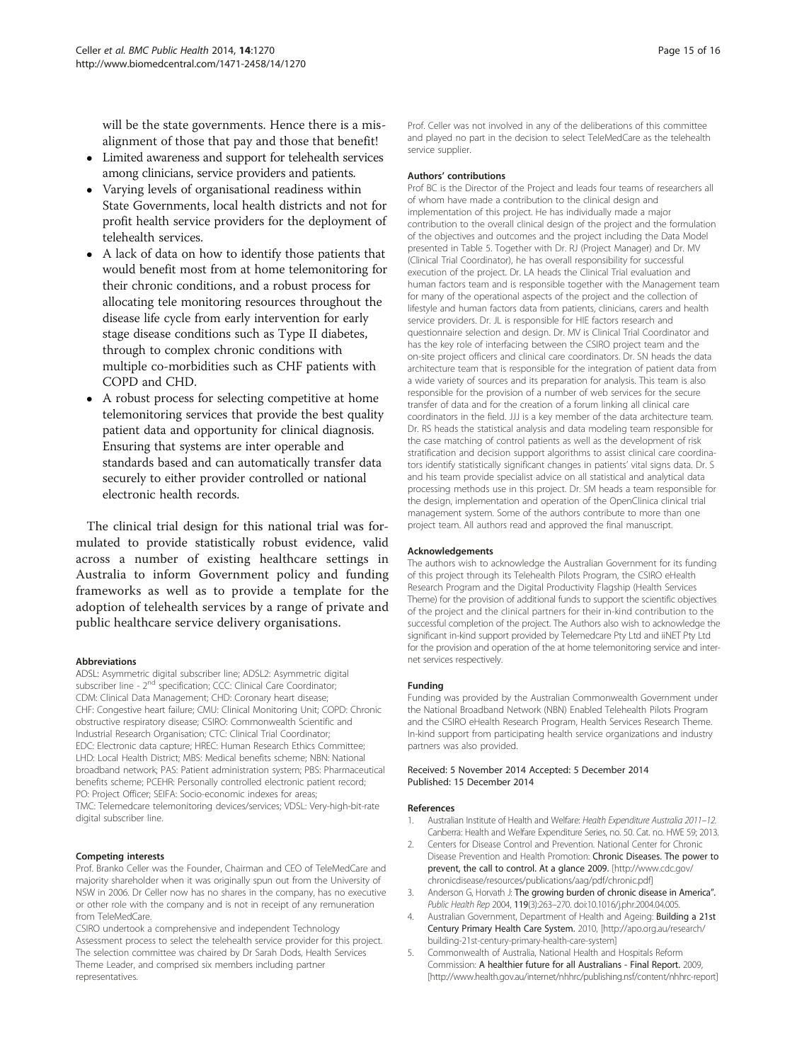will be the state governments. Hence there is a misalignment of those that pay and those that benefit!

- Limited awareness and support for telehealth services among clinicians, service providers and patients.
- Varying levels of organisational readiness within State Governments, local health districts and not for profit health service providers for the deployment of telehealth services.
- A lack of data on how to identify those patients that would benefit most from at home telemonitoring for their chronic conditions, and a robust process for allocating tele monitoring resources throughout the disease life cycle from early intervention for early stage disease conditions such as Type II diabetes, through to complex chronic conditions with multiple co-morbidities such as CHF patients with COPD and CHD.
- A robust process for selecting competitive at home telemonitoring services that provide the best quality patient data and opportunity for clinical diagnosis. Ensuring that systems are inter operable and standards based and can automatically transfer data securely to either provider controlled or national electronic health records.

The clinical trial design for this national trial was formulated to provide statistically robust evidence, valid across a number of existing healthcare settings in Australia to inform Government policy and funding frameworks as well as to provide a template for the adoption of telehealth services by a range of private and public healthcare service delivery organisations.

#### Abbreviations

ADSL: Asymmetric digital subscriber line; ADSL2: Asymmetric digital subscriber line - 2nd specification; CCC: Clinical Care Coordinator; CDM: Clinical Data Management; CHD: Coronary heart disease; CHF: Congestive heart failure; CMU: Clinical Monitoring Unit; COPD: Chronic obstructive respiratory disease; CSIRO: Commonwealth Scientific and Industrial Research Organisation; CTC: Clinical Trial Coordinator; EDC: Electronic data capture; HREC: Human Research Ethics Committee; LHD: Local Health District; MBS: Medical benefits scheme; NBN: National broadband network; PAS: Patient administration system; PBS: Pharmaceutical benefits scheme; PCEHR: Personally controlled electronic patient record; PO: Project Officer; SEIFA: Socio-economic indexes for areas; TMC: Telemedcare telemonitoring devices/services; VDSL: Very-high-bit-rate digital subscriber line.

#### Competing interests

Prof. Branko Celler was the Founder, Chairman and CEO of TeleMedCare and majority shareholder when it was originally spun out from the University of NSW in 2006. Dr Celler now has no shares in the company, has no executive or other role with the company and is not in receipt of any remuneration from TeleMedCare.

CSIRO undertook a comprehensive and independent Technology Assessment process to select the telehealth service provider for this project. The selection committee was chaired by Dr Sarah Dods, Health Services Theme Leader, and comprised six members including partner representatives.

Prof. Celler was not involved in any of the deliberations of this committee and played no part in the decision to select TeleMedCare as the telehealth service supplier.

#### Authors' contributions

Prof BC is the Director of the Project and leads four teams of researchers all of whom have made a contribution to the clinical design and implementation of this project. He has individually made a major contribution to the overall clinical design of the project and the formulation of the objectives and outcomes and the project including the Data Model presented in Table 5. Together with Dr. RJ (Project Manager) and Dr. MV (Clinical Trial Coordinator), he has overall responsibility for successful execution of the project. Dr. LA heads the Clinical Trial evaluation and human factors team and is responsible together with the Management team for many of the operational aspects of the project and the collection of lifestyle and human factors data from patients, clinicians, carers and health service providers. Dr. JL is responsible for HIE factors research and questionnaire selection and design. Dr. MV is Clinical Trial Coordinator and has the key role of interfacing between the CSIRO project team and the on-site project officers and clinical care coordinators. Dr. SN heads the data architecture team that is responsible for the integration of patient data from a wide variety of sources and its preparation for analysis. This team is also responsible for the provision of a number of web services for the secure transfer of data and for the creation of a forum linking all clinical care coordinators in the field. JJJ is a key member of the data architecture team. Dr. RS heads the statistical analysis and data modeling team responsible for the case matching of control patients as well as the development of risk stratification and decision support algorithms to assist clinical care coordinators identify statistically significant changes in patients' vital signs data. Dr. S and his team provide specialist advice on all statistical and analytical data processing methods use in this project. Dr. SM heads a team responsible for the design, implementation and operation of the OpenClinica clinical trial management system. Some of the authors contribute to more than one project team. All authors read and approved the final manuscript.

#### Acknowledgements

The authors wish to acknowledge the Australian Government for its funding of this project through its Telehealth Pilots Program, the CSIRO eHealth Research Program and the Digital Productivity Flagship (Health Services Theme) for the provision of additional funds to support the scientific objectives of the project and the clinical partners for their in-kind contribution to the successful completion of the project. The Authors also wish to acknowledge the significant in-kind support provided by Telemedcare Pty Ltd and iiNET Pty Ltd for the provision and operation of the at home telemonitoring service and internet services respectively.

#### Funding

Funding was provided by the Australian Commonwealth Government under the National Broadband Network (NBN) Enabled Telehealth Pilots Program and the CSIRO eHealth Research Program, Health Services Research Theme. In-kind support from participating health service organizations and industry partners was also provided.

Received: 5 November 2014 Accepted: 5 December 2014
Published: 15 December 2014

#### References

1. Australian Institute of Health and Welfare: *Health Expenditure Australia 2011–12.* Canberra: Health and Welfare Expenditure Series, no. 50. Cat. no. HWE 59; 2013.
2. Centers for Disease Control and Prevention. National Center for Chronic Disease Prevention and Health Promotion: **Chronic Diseases. The power to prevent, the call to control. At a glance 2009.** [http://www.cdc.gov/chronicdisease/resources/publications/aag/pdf/chronic.pdf]
3. Anderson G, Horvath J: **The growing burden of chronic disease in America".** *Public Health Rep* 2004, **119**(3):263–270. doi:10.1016/j.phr.2004.04.005.
4. Australian Government, Department of Health and Ageing: **Building a 21st Century Primary Health Care System.** 2010, [http://apo.org.au/research/building-21st-century-primary-health-care-system]
5. Commonwealth of Australia, National Health and Hospitals Reform Commission: **A healthier future for all Australians - Final Report.** 2009, [http://www.health.gov.au/internet/nhhrc/publishing.nsf/content/nhhrc-report]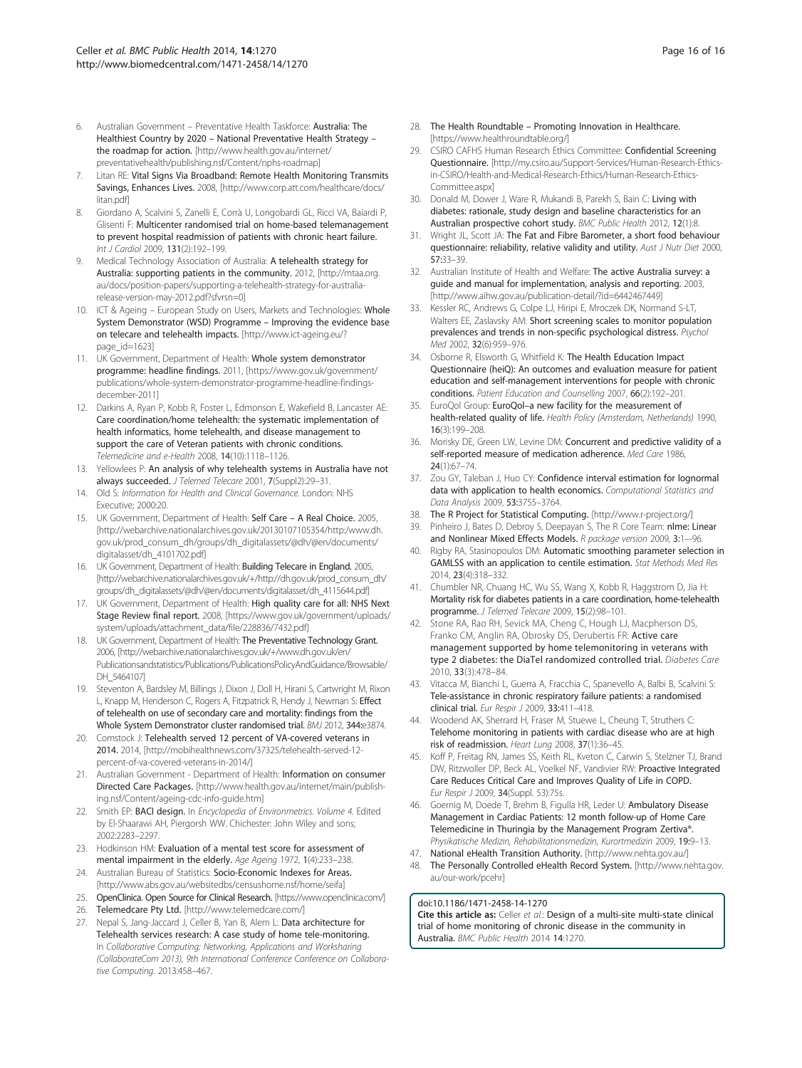6. Australian Government – Preventative Health Taskforce: **Australia: The Healthiest Country by 2020 – National Preventative Health Strategy – the roadmap for action.** [http://www.health.gov.au/internet/preventativehealth/publishing.nsf/Content/nphs-roadmap]
7. Litan RE: **Vital Signs Via Broadband: Remote Health Monitoring Transmits Savings, Enhances Lives.** 2008, [http://www.corp.att.com/healthcare/docs/litan.pdf]
8. Giordano A, Scalvini S, Zanelli E, Corrà U, Longobardi GL, Ricci VA, Baiardi P, Glisenti F: **Multicenter randomised trial on home-based telemanagement to prevent hospital readmission of patients with chronic heart failure.** *Int J Cardiol* 2009, **131**(2):192–199.
9. Medical Technology Association of Australia: **A telehealth strategy for Australia: supporting patients in the community.** 2012, [http://mtaa.org.au/docs/position-papers/supporting-a-telehealth-strategy-for-australia-release-version-may-2012.pdf?sfvrsn=0]
10. ICT & Ageing – European Study on Users, Markets and Technologies: **Whole System Demonstrator (WSD) Programme – Improving the evidence base on telecare and telehealth impacts.** [http://www.ict-ageing.eu/?page_id=1623]
11. UK Government, Department of Health: **Whole system demonstrator programme: headline findings.** 2011, [https://www.gov.uk/government/publications/whole-system-demonstrator-programme-headline-findings-december-2011]
12. Darkins A, Ryan P, Kobb R, Foster L, Edmonson E, Wakefield B, Lancaster AE: **Care coordination/home telehealth: the systematic implementation of health informatics, home telehealth, and disease management to support the care of Veteran patients with chronic conditions.** *Telemedicine and e-Health* 2008, **14**(10):1118–1126.
13. Yellowlees P: **An analysis of why telehealth systems in Australia have not always succeeded.** *J Telemed Telecare* 2001, **7**(Suppl2):29–31.
14. Old S: *Information for Health and Clinical Governance.* London: NHS Executive; 2000:20.
15. UK Government, Department of Health: **Self Care – A Real Choice.** 2005, [http://webarchive.nationalarchives.gov.uk/20130107105354/http:/www.dh.gov.uk/prod_consum_dh/groups/dh_digitalassets/@dh/@en/documents/digitalasset/dh_4101702.pdf]
16. UK Government, Department of Health: **Building Telecare in England.** 2005, [http://webarchive.nationalarchives.gov.uk/+/http://dh.gov.uk/prod_consum_dh/groups/dh_digitalassets/@dh/@en/documents/digitalasset/dh_4115644.pdf]
17. UK Government, Department of Health: **High quality care for all: NHS Next Stage Review final report.** 2008, [https://www.gov.uk/government/uploads/system/uploads/attachment_data/file/228836/7432.pdf]
18. UK Government, Department of Health: **The Preventative Technology Grant.** 2006, [http://webarchive.nationalarchives.gov.uk/+/www.dh.gov.uk/en/Publicationsandstatistics/Publications/PublicationsPolicyAndGuidance/Browsable/DH_5464107]
19. Steventon A, Bardsley M, Billings J, Dixon J, Doll H, Hirani S, Cartwright M, Rixon L, Knapp M, Henderson C, Rogers A, Fitzpatrick R, Hendy J, Newman S: **Effect of telehealth on use of secondary care and mortality: findings from the Whole System Demonstrator cluster randomised trial.** *BMJ* 2012, **344:**e3874.
20. Comstock J: **Telehealth served 12 percent of VA-covered veterans in 2014.** 2014, [http://mobihealthnews.com/37325/telehealth-served-12-percent-of-va-covered-veterans-in-2014/]
21. Australian Government - Department of Health: **Information on consumer Directed Care Packages.** [http://www.health.gov.au/internet/main/publishing.nsf/Content/ageing-cdc-info-guide.htm]
22. Smith EP: **BACI design.** In *Encyclopedia of Environmetrics. Volume 4.* Edited by El-Shaarawi AH, Piergorsh WW. Chichester: John Wiley and sons; 2002:2283–2297.
23. Hodkinson HM: **Evaluation of a mental test score for assessment of mental impairment in the elderly.** *Age Ageing* 1972, **1**(4):233–238.
24. Australian Bureau of Statistics: **Socio-Economic Indexes for Areas.** [http://www.abs.gov.au/websitedbs/censushome.nsf/home/seifa]
25. **OpenClinica. Open Source for Clinical Research.** [https://www.openclinica.com/]
26. **Telemedcare Pty Ltd.** [http://www.telemedcare.com/]
27. Nepal S, Jang-Jaccard J, Celler B, Yan B, Alem L: **Data architecture for Telehealth services research: A case study of home tele-monitoring.** In *Collaborative Computing: Networking, Applications and Worksharing (CollaborateCom 2013), 9th International Conference Conference on Collaborative Computing.* 2013:458–467.
28. **The Health Roundtable – Promoting Innovation in Healthcare.** [https://www.healthroundtable.org/]
29. CSIRO CAFHS Human Research Ethics Committee: **Confidential Screening Questionnaire.** [http://my.csiro.au/Support-Services/Human-Research-Ethics-in-CSIRO/Health-and-Medical-Research-Ethics/Human-Research-Ethics-Committee.aspx]
30. Donald M, Dower J, Ware R, Mukandi B, Parekh S, Bain C: **Living with diabetes: rationale, study design and baseline characteristics for an Australian prospective cohort study.** *BMC Public Health* 2012, **12**(1):8.
31. Wright JL, Scott JA: **The Fat and Fibre Barometer, a short food behaviour questionnaire: reliability, relative validity and utility.** *Aust J Nutr Diet* 2000, **57**:33–39.
32. Australian Institute of Health and Welfare: **The active Australia survey: a guide and manual for implementation, analysis and reporting.** 2003, [http://www.aihw.gov.au/publication-detail/?id=6442467449]
33. Kessler RC, Andrews G, Colpe LJ, Hiripi E, Mroczek DK, Normand S-LT, Walters EE, Zaslavsky AM: **Short screening scales to monitor population prevalences and trends in non-specific psychological distress.** *Psychol Med* 2002, **32**(6):959–976.
34. Osborne R, Elsworth G, Whitfield K: **The Health Education Impact Questionnaire (heiQ): An outcomes and evaluation measure for patient education and self-management interventions for people with chronic conditions.** *Patient Education and Counselling* 2007, **66**(2):192–201.
35. EuroQol Group: **EuroQol–a new facility for the measurement of health-related quality of life.** *Health Policy (Amsterdam, Netherlands)* 1990, **16**(3):199–208.
36. Morisky DE, Green LW, Levine DM: **Concurrent and predictive validity of a self-reported measure of medication adherence.** *Med Care* 1986, **24**(1):67–74.
37. Zou GY, Taleban J, Huo CY: **Confidence interval estimation for lognormal data with application to health economics.** *Computational Statistics and Data Analysis* 2009, **53:**3755–3764.
38. **The R Project for Statistical Computing.** [http://www.r-project.org/]
39. Pinheiro J, Bates D, Debroy S, Deepayan S, The R Core Team: **nlme: Linear and Nonlinear Mixed Effects Models.** *R package version* 2009, **3:**1—96.
40. Rigby RA, Stasinopoulos DM: **Automatic smoothing parameter selection in GAMLSS with an application to centile estimation.** *Stat Methods Med Res* 2014, **23**(4):318–332.
41. Chumbler NR, Chuang HC, Wu SS, Wang X, Kobb R, Haggstrom D, Jia H: **Mortality risk for diabetes patients in a care coordination, home-telehealth programme.** *J Telemed Telecare* 2009, **15**(2):98–101.
42. Stone RA, Rao RH, Sevick MA, Cheng C, Hough LJ, Macpherson DS, Franko CM, Anglin RA, Obrosky DS, Derubertis FR: **Active care management supported by home telemonitoring in veterans with type 2 diabetes: the DiaTel randomized controlled trial.** *Diabetes Care* 2010, **33**(3):478–84.
43. Vitacca M, Bianchi L, Guerra A, Fracchia C, Spanevello A, Balbi B, Scalvini S: **Tele-assistance in chronic respiratory failure patients: a randomised clinical trial.** *Eur Respir J* 2009, **33:**411–418.
44. Woodend AK, Sherrard H, Fraser M, Stuewe L, Cheung T, Struthers C: **Telehome monitoring in patients with cardiac disease who are at high risk of readmission.** *Heart Lung* 2008, **37**(1):36–45.
45. Koff P, Freitag RN, James SS, Keith RL, Kveton C, Carwin S, Stelzner TJ, Brand DW, Ritzwoller DP, Beck AL, Voelkel NF, Vandivier RW: **Proactive Integrated Care Reduces Critical Care and Improves Quality of Life in COPD.** *Eur Respir J* 2009, **34**(Suppl. 53):75s.
46. Goernig M, Doede T, Brehm B, Figulla HR, Leder U: **Ambulatory Disease Management in Cardiac Patients: 12 month follow-up of Home Care Telemedicine in Thuringia by the Management Program Zertiva®.** *Physikatische Medizin, Rehabilitationsmedizin, Kurortmedizin* 2009, **19:**9–13.
47. **National eHealth Transition Authority.** [http://www.nehta.gov.au/]
48. **The Personally Controlled eHealth Record System.** [http://www.nehta.gov.au/our-work/pcehr]

doi:10.1186/1471-2458-14-1270

**Cite this article as:** Celler *et al.*: Design of a multi-site multi-state clinical trial of home monitoring of chronic disease in the community in Australia. *BMC Public Health* 2014 **14**:1270.